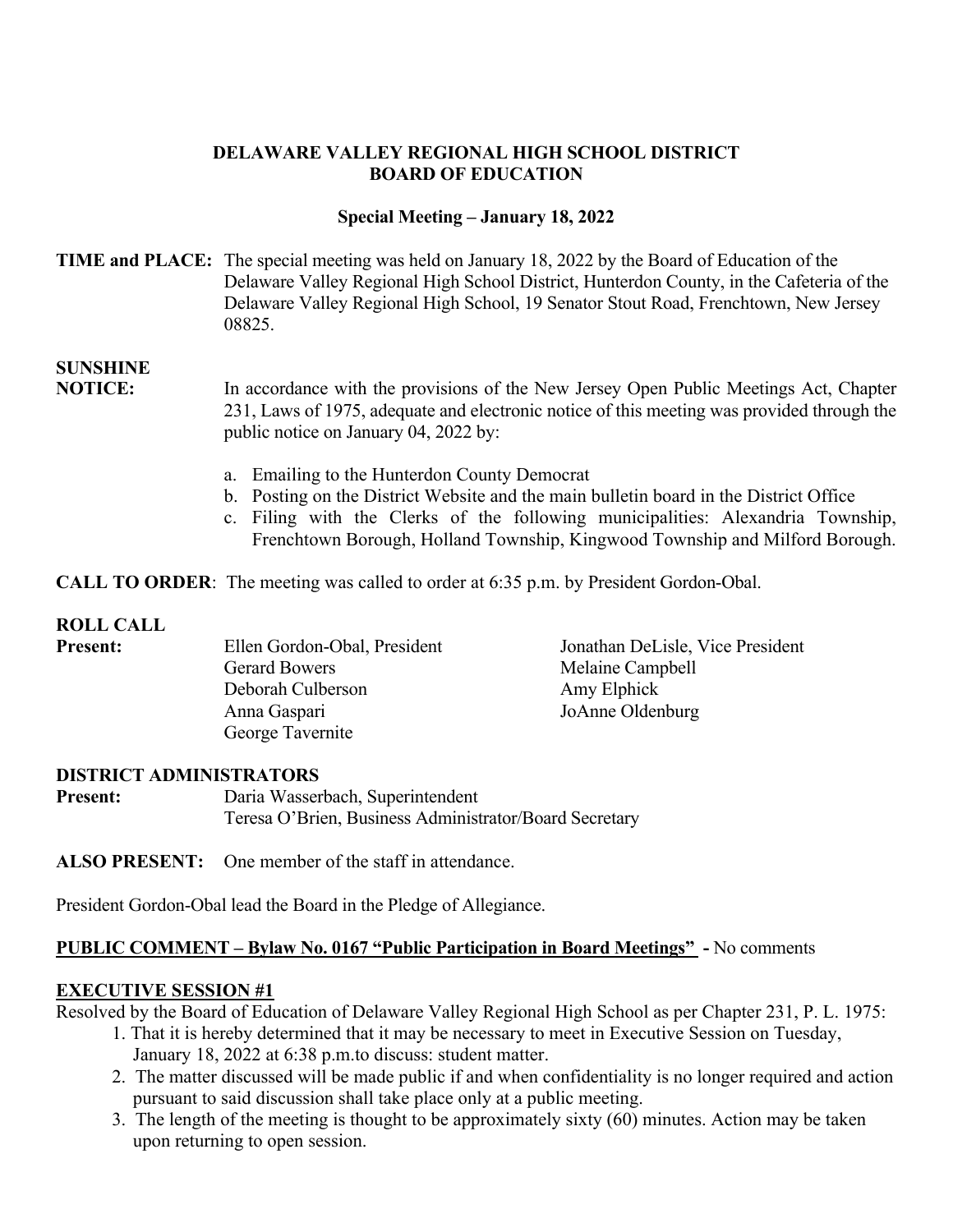# DELAWARE VALLEY REGIONAL HIGH SCHOOL DISTRICT
# BOARD OF EDUCATION

## Special Meeting – January 18, 2022

**TIME and PLACE:** The special meeting was held on January 18, 2022 by the Board of Education of the Delaware Valley Regional High School District, Hunterdon County, in the Cafeteria of the Delaware Valley Regional High School, 19 Senator Stout Road, Frenchtown, New Jersey 08825.

**SUNSHINE NOTICE:** In accordance with the provisions of the New Jersey Open Public Meetings Act, Chapter 231, Laws of 1975, adequate and electronic notice of this meeting was provided through the public notice on January 04, 2022 by:

a. Emailing to the Hunterdon County Democrat
b. Posting on the District Website and the main bulletin board in the District Office
c. Filing with the Clerks of the following municipalities: Alexandria Township, Frenchtown Borough, Holland Township, Kingwood Township and Milford Borough.

**CALL TO ORDER**: The meeting was called to order at 6:35 p.m. by President Gordon-Obal.

**ROLL CALL**

**Present:**
Ellen Gordon-Obal, President
Jonathan DeLisle, Vice President
Gerard Bowers
Melaine Campbell
Deborah Culberson
Amy Elphick
Anna Gaspari
JoAnne Oldenburg
George Tavernite

**DISTRICT ADMINISTRATORS**

**Present:**
Daria Wasserbach, Superintendent
Teresa O'Brien, Business Administrator/Board Secretary

**ALSO PRESENT:** One member of the staff in attendance.

President Gordon-Obal lead the Board in the Pledge of Allegiance.

**PUBLIC COMMENT – Bylaw No. 0167 "Public Participation in Board Meetings" -** No comments

**EXECUTIVE SESSION #1**

Resolved by the Board of Education of Delaware Valley Regional High School as per Chapter 231, P. L. 1975:

1. That it is hereby determined that it may be necessary to meet in Executive Session on Tuesday, January 18, 2022 at 6:38 p.m.to discuss: student matter.
2. The matter discussed will be made public if and when confidentiality is no longer required and action pursuant to said discussion shall take place only at a public meeting.
3. The length of the meeting is thought to be approximately sixty (60) minutes. Action may be taken upon returning to open session.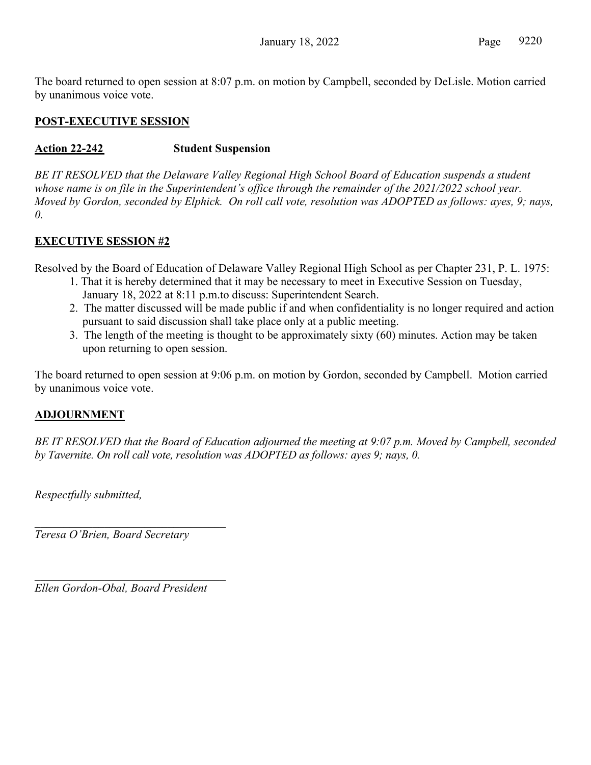The board returned to open session at 8:07 p.m. on motion by Campbell, seconded by DeLisle. Motion carried by unanimous voice vote.

## **POST-EXECUTIVE SESSION**

### **Action 22-242** **Student Suspension**

*BE IT RESOLVED that the Delaware Valley Regional High School Board of Education suspends a student whose name is on file in the Superintendent's office through the remainder of the 2021/2022 school year. Moved by Gordon, seconded by Elphick. On roll call vote, resolution was ADOPTED as follows: ayes, 9; nays, 0.*

## **EXECUTIVE SESSION #2**

Resolved by the Board of Education of Delaware Valley Regional High School as per Chapter 231, P. L. 1975:

1. That it is hereby determined that it may be necessary to meet in Executive Session on Tuesday, January 18, 2022 at 8:11 p.m.to discuss: Superintendent Search.
2. The matter discussed will be made public if and when confidentiality is no longer required and action pursuant to said discussion shall take place only at a public meeting.
3. The length of the meeting is thought to be approximately sixty (60) minutes. Action may be taken upon returning to open session.

The board returned to open session at 9:06 p.m. on motion by Gordon, seconded by Campbell. Motion carried by unanimous voice vote.

## **ADJOURNMENT**

*BE IT RESOLVED that the Board of Education adjourned the meeting at 9:07 p.m. Moved by Campbell, seconded by Tavernite. On roll call vote, resolution was ADOPTED as follows: ayes 9; nays, 0.*

*Respectfully submitted,*

___________________________________
*Teresa O'Brien, Board Secretary*

___________________________________
*Ellen Gordon-Obal, Board President*